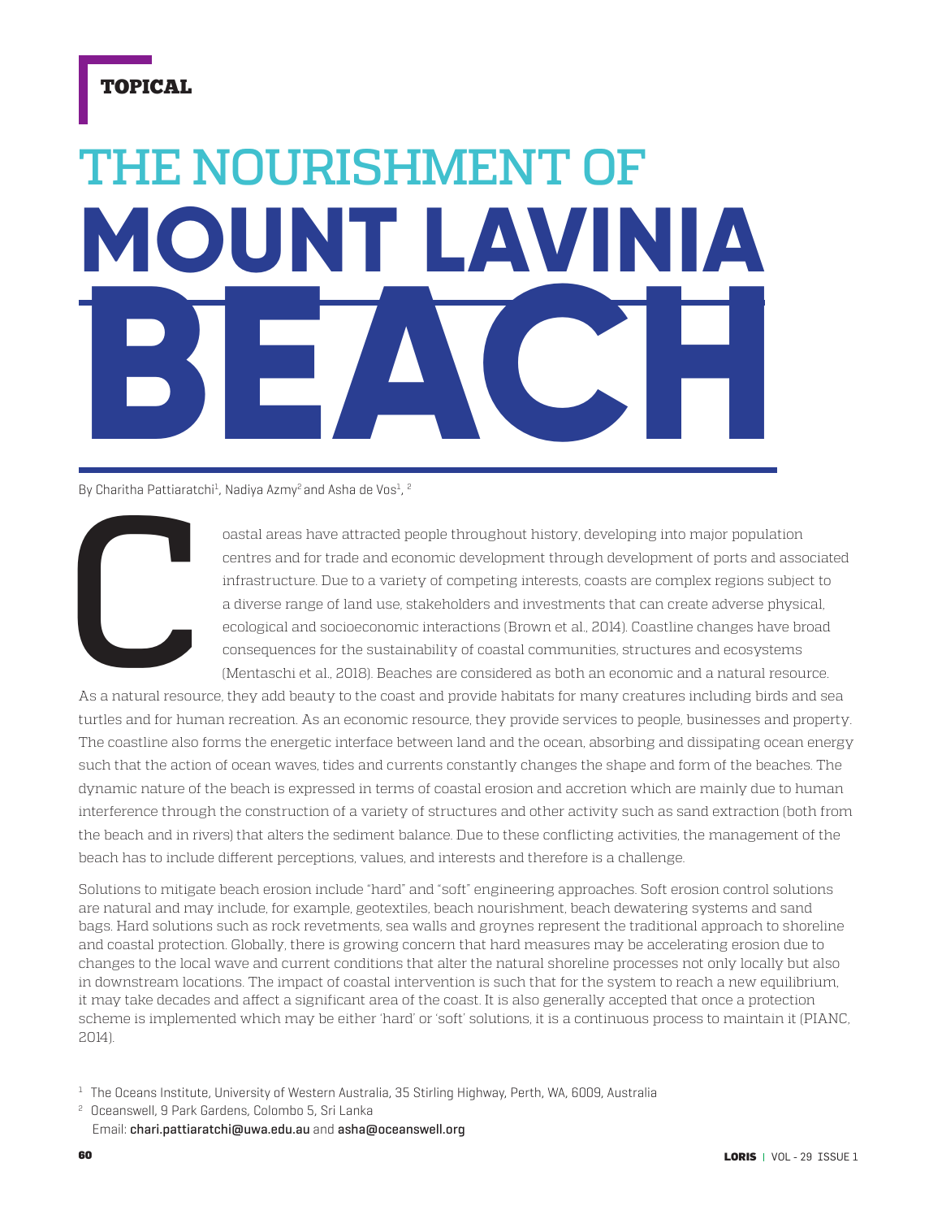TOPICAL

# THE NOURISHMENT OF MOUNT LAVINIA BEACH

By Charitha Pattiaratchi[1], Nadiya Azmy[2] and Asha de Vos[1, 2]

Coastal areas have attracted people throughout history, developing into major population centres and for trade and economic development through development of ports and associated infrastructure. Due to a variety of competing interests, coasts are complex regions subject to a diverse range of land use, stakeholders and investments that can create adverse physical, ecological and socioeconomic interactions (Brown et al., 2014). Coastline changes have broad consequences for the sustainability of coastal communities, structures and ecosystems (Mentaschi et al., 2018). Beaches are considered as both an economic and a natural resource. As a natural resource, they add beauty to the coast and provide habitats for many creatures including birds and sea turtles and for human recreation. As an economic resource, they provide services to people, businesses and property. The coastline also forms the energetic interface between land and the ocean, absorbing and dissipating ocean energy such that the action of ocean waves, tides and currents constantly changes the shape and form of the beaches. The dynamic nature of the beach is expressed in terms of coastal erosion and accretion which are mainly due to human interference through the construction of a variety of structures and other activity such as sand extraction (both from the beach and in rivers) that alters the sediment balance. Due to these conflicting activities, the management of the beach has to include different perceptions, values, and interests and therefore is a challenge.

Solutions to mitigate beach erosion include "hard" and "soft" engineering approaches. Soft erosion control solutions are natural and may include, for example, geotextiles, beach nourishment, beach dewatering systems and sand bags. Hard solutions such as rock revetments, sea walls and groynes represent the traditional approach to shoreline and coastal protection. Globally, there is growing concern that hard measures may be accelerating erosion due to changes to the local wave and current conditions that alter the natural shoreline processes not only locally but also in downstream locations. The impact of coastal intervention is such that for the system to reach a new equilibrium, it may take decades and affect a significant area of the coast. It is also generally accepted that once a protection scheme is implemented which may be either 'hard' or 'soft' solutions, it is a continuous process to maintain it (PIANC, 2014).

[1] The Oceans Institute, University of Western Australia, 35 Stirling Highway, Perth, WA, 6009, Australia

[2] Oceanswell, 9 Park Gardens, Colombo 5, Sri Lanka
Email: chari.pattiaratchi@uwa.edu.au and asha@oceanswell.org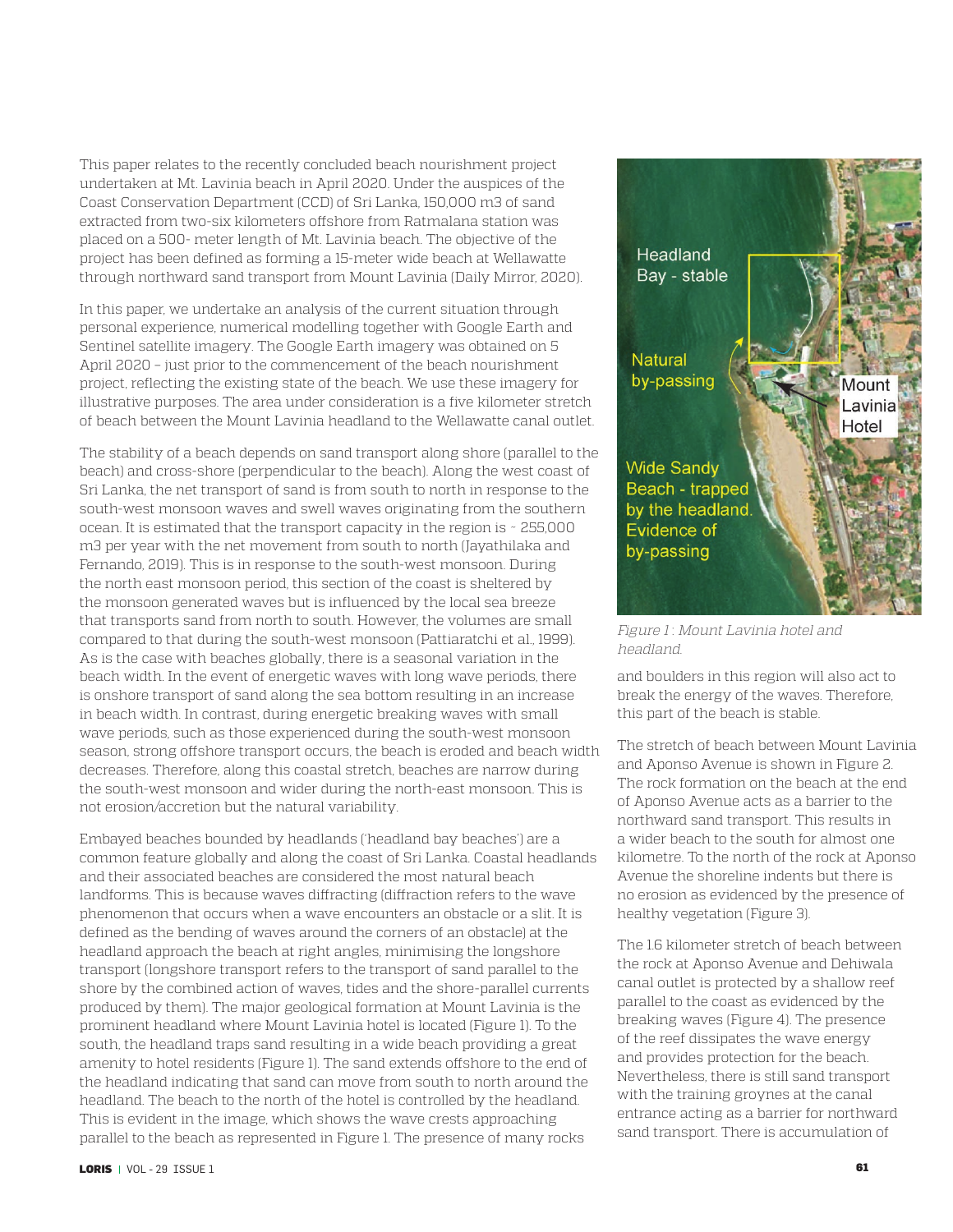This paper relates to the recently concluded beach nourishment project undertaken at Mt. Lavinia beach in April 2020. Under the auspices of the Coast Conservation Department (CCD) of Sri Lanka, 150,000 m3 of sand extracted from two-six kilometers offshore from Ratmalana station was placed on a 500- meter length of Mt. Lavinia beach. The objective of the project has been defined as forming a 15-meter wide beach at Wellawatte through northward sand transport from Mount Lavinia (Daily Mirror, 2020).

In this paper, we undertake an analysis of the current situation through personal experience, numerical modelling together with Google Earth and Sentinel satellite imagery. The Google Earth imagery was obtained on 5 April 2020 – just prior to the commencement of the beach nourishment project, reflecting the existing state of the beach. We use these imagery for illustrative purposes. The area under consideration is a five kilometer stretch of beach between the Mount Lavinia headland to the Wellawatte canal outlet.

The stability of a beach depends on sand transport along shore (parallel to the beach) and cross-shore (perpendicular to the beach). Along the west coast of Sri Lanka, the net transport of sand is from south to north in response to the south-west monsoon waves and swell waves originating from the southern ocean. It is estimated that the transport capacity in the region is ~ 255,000 m3 per year with the net movement from south to north (Jayathilaka and Fernando, 2019). This is in response to the south-west monsoon. During the north east monsoon period, this section of the coast is sheltered by the monsoon generated waves but is influenced by the local sea breeze that transports sand from north to south. However, the volumes are small compared to that during the south-west monsoon (Pattiaratchi et al., 1999). As is the case with beaches globally, there is a seasonal variation in the beach width. In the event of energetic waves with long wave periods, there is onshore transport of sand along the sea bottom resulting in an increase in beach width. In contrast, during energetic breaking waves with small wave periods, such as those experienced during the south-west monsoon season, strong offshore transport occurs, the beach is eroded and beach width decreases. Therefore, along this coastal stretch, beaches are narrow during the south-west monsoon and wider during the north-east monsoon. This is not erosion/accretion but the natural variability.

Embayed beaches bounded by headlands ('headland bay beaches') are a common feature globally and along the coast of Sri Lanka. Coastal headlands and their associated beaches are considered the most natural beach landforms. This is because waves diffracting (diffraction refers to the wave phenomenon that occurs when a wave encounters an obstacle or a slit. It is defined as the bending of waves around the corners of an obstacle) at the headland approach the beach at right angles, minimising the longshore transport (longshore transport refers to the transport of sand parallel to the shore by the combined action of waves, tides and the shore-parallel currents produced by them). The major geological formation at Mount Lavinia is the prominent headland where Mount Lavinia hotel is located (Figure 1). To the south, the headland traps sand resulting in a wide beach providing a great amenity to hotel residents (Figure 1). The sand extends offshore to the end of the headland indicating that sand can move from south to north around the headland. The beach to the north of the hotel is controlled by the headland. This is evident in the image, which shows the wave crests approaching parallel to the beach as represented in Figure 1. The presence of many rocks and boulders in this region will also act to break the energy of the waves. Therefore, this part of the beach is stable.

Headland Bay - stable

Natural by-passing

Mount Lavinia Hotel

Wide Sandy Beach - trapped by the headland. Evidence of by-passing

*Figure 1: Mount Lavinia hotel and headland.*

The stretch of beach between Mount Lavinia and Aponso Avenue is shown in Figure 2. The rock formation on the beach at the end of Aponso Avenue acts as a barrier to the northward sand transport. This results in a wider beach to the south for almost one kilometre. To the north of the rock at Aponso Avenue the shoreline indents but there is no erosion as evidenced by the presence of healthy vegetation (Figure 3).

The 1.6 kilometer stretch of beach between the rock at Aponso Avenue and Dehiwala canal outlet is protected by a shallow reef parallel to the coast as evidenced by the breaking waves (Figure 4). The presence of the reef dissipates the wave energy and provides protection for the beach. Nevertheless, there is still sand transport with the training groynes at the canal entrance acting as a barrier for northward sand transport. There is accumulation of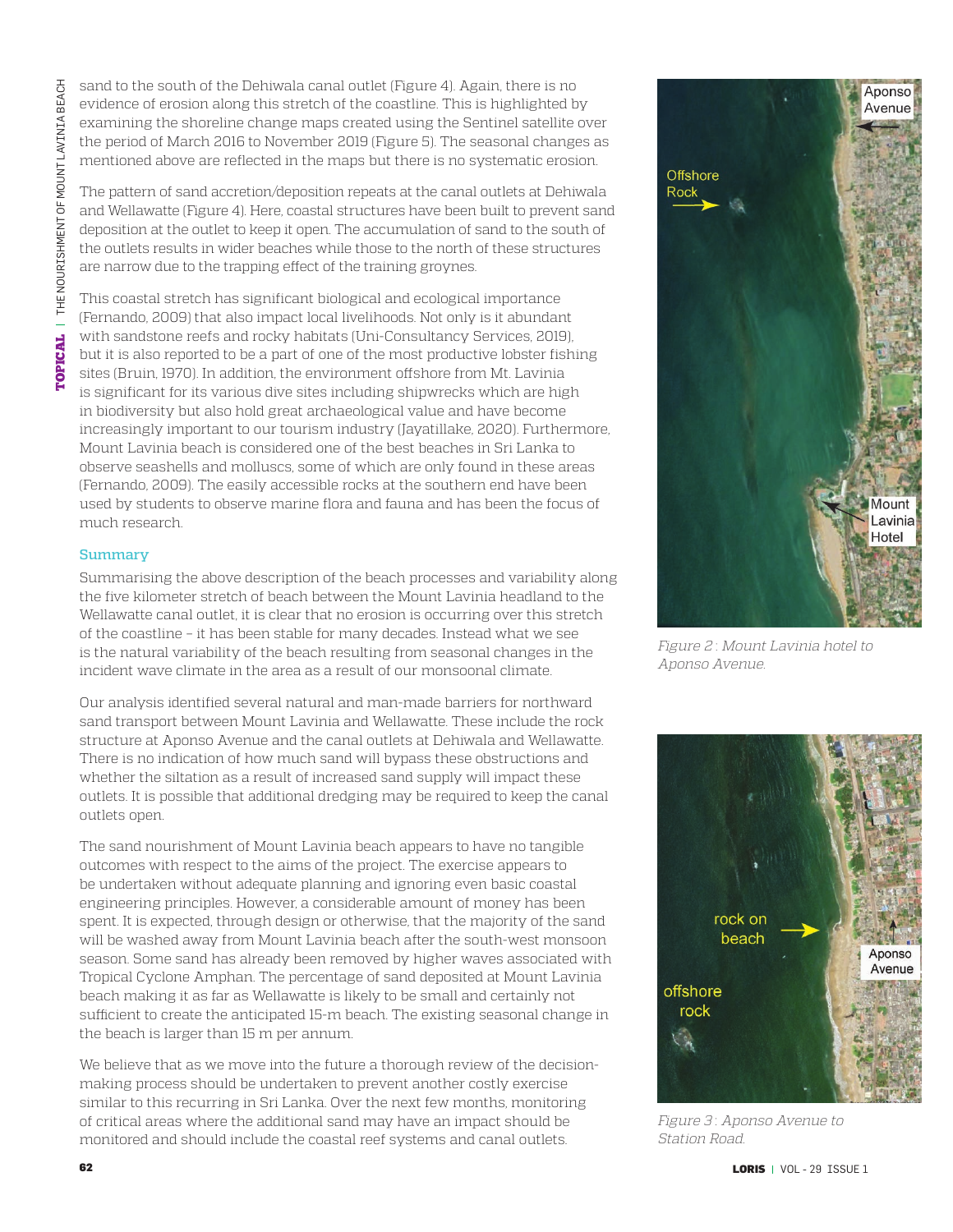sand to the south of the Dehiwala canal outlet (Figure 4). Again, there is no evidence of erosion along this stretch of the coastline. This is highlighted by examining the shoreline change maps created using the Sentinel satellite over the period of March 2016 to November 2019 (Figure 5). The seasonal changes as mentioned above are reflected in the maps but there is no systematic erosion.

The pattern of sand accretion/deposition repeats at the canal outlets at Dehiwala and Wellawatte (Figure 4). Here, coastal structures have been built to prevent sand deposition at the outlet to keep it open. The accumulation of sand to the south of the outlets results in wider beaches while those to the north of these structures are narrow due to the trapping effect of the training groynes.

This coastal stretch has significant biological and ecological importance (Fernando, 2009) that also impact local livelihoods. Not only is it abundant with sandstone reefs and rocky habitats (Uni-Consultancy Services, 2019), but it is also reported to be a part of one of the most productive lobster fishing sites (Bruin, 1970). In addition, the environment offshore from Mt. Lavinia is significant for its various dive sites including shipwrecks which are high in biodiversity but also hold great archaeological value and have become increasingly important to our tourism industry (Jayatillake, 2020). Furthermore, Mount Lavinia beach is considered one of the best beaches in Sri Lanka to observe seashells and molluscs, some of which are only found in these areas (Fernando, 2009). The easily accessible rocks at the southern end have been used by students to observe marine flora and fauna and has been the focus of much research.

## Summary

Summarising the above description of the beach processes and variability along the five kilometer stretch of beach between the Mount Lavinia headland to the Wellawatte canal outlet, it is clear that no erosion is occurring over this stretch of the coastline – it has been stable for many decades. Instead what we see is the natural variability of the beach resulting from seasonal changes in the incident wave climate in the area as a result of our monsoonal climate.

Our analysis identified several natural and man-made barriers for northward sand transport between Mount Lavinia and Wellawatte. These include the rock structure at Aponso Avenue and the canal outlets at Dehiwala and Wellawatte. There is no indication of how much sand will bypass these obstructions and whether the siltation as a result of increased sand supply will impact these outlets. It is possible that additional dredging may be required to keep the canal outlets open.

The sand nourishment of Mount Lavinia beach appears to have no tangible outcomes with respect to the aims of the project. The exercise appears to be undertaken without adequate planning and ignoring even basic coastal engineering principles. However, a considerable amount of money has been spent. It is expected, through design or otherwise, that the majority of the sand will be washed away from Mount Lavinia beach after the south-west monsoon season. Some sand has already been removed by higher waves associated with Tropical Cyclone Amphan. The percentage of sand deposited at Mount Lavinia beach making it as far as Wellawatte is likely to be small and certainly not sufficient to create the anticipated 15-m beach. The existing seasonal change in the beach is larger than 15 m per annum.

We believe that as we move into the future a thorough review of the decision-making process should be undertaken to prevent another costly exercise similar to this recurring in Sri Lanka. Over the next few months, monitoring of critical areas where the additional sand may have an impact should be monitored and should include the coastal reef systems and canal outlets.

*Figure 2: Mount Lavinia hotel to Aponso Avenue.*

*Figure 3: Aponso Avenue to Station Road.*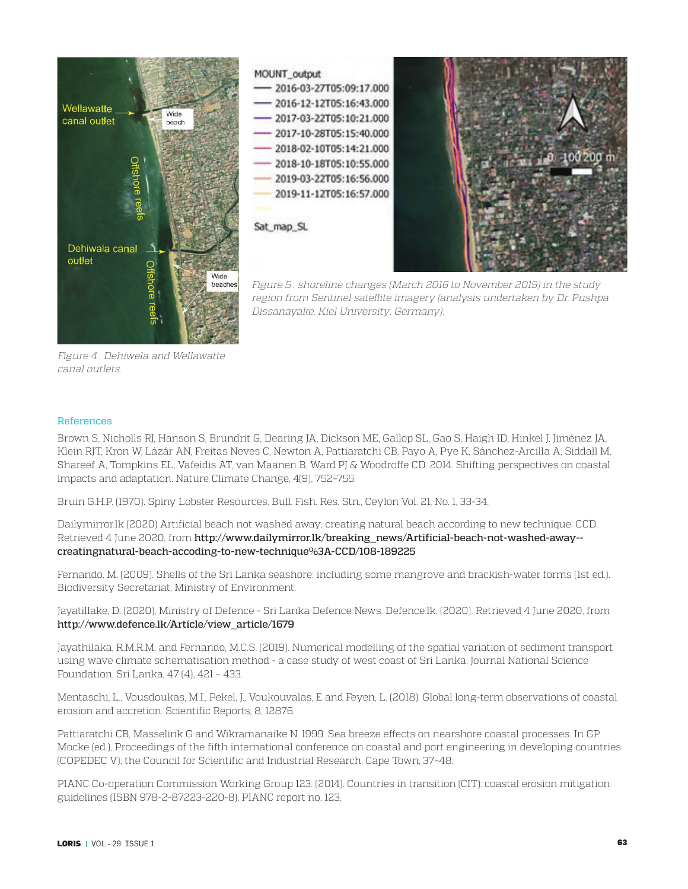Figure 4 : Dehiwela and Wellawatte canal outlets.

Figure 5 : shoreline changes (March 2016 to November 2019) in the study region from Sentinel satellite imagery (analysis undertaken by Dr. Pushpa Dissanayake, Kiel University, Germany).

## References

Brown S, Nicholls RJ, Hanson S, Brundrit G, Dearing JA, Dickson ME, Gallop SL, Gao S, Haigh ID, Hinkel J, Jiménez JA, Klein RJT, Kron W, Lázár AN, Freitas Neves C, Newton A, Pattiaratchi CB, Payo A, Pye K, Sánchez-Arcilla A, Siddall M, Shareef A, Tompkins EL, Vafeidis AT, van Maanen B, Ward PJ & Woodroffe CD. 2014. Shifting perspectives on coastal impacts and adaptation. Nature Climate Change, 4(9), 752–755.

Bruin G.H.P. (1970). Spiny Lobster Resources. Bull. Fish. Res. Stn., Ceylon Vol. 21, No. 1, 33-34.

Dailymirror.lk (2020) Artificial beach not washed away, creating natural beach according to new technique: CCD. Retrieved 4 June 2020, from **http://www.dailymirror.lk/breaking_news/Artificial-beach-not-washed-away--creatingnatural-beach-accoding-to-new-technique%3A-CCD/108-189225**

Fernando, M. (2009). Shells of the Sri Lanka seashore: including some mangrove and brackish-water forms (1st ed.). Biodiversity Secretariat, Ministry of Environment.

Jayatillake, D. (2020), Ministry of Defence - Sri Lanka Defence News. Defence.lk. (2020). Retrieved 4 June 2020, from **http://www.defence.lk/Article/view_article/1679**

Jayathilaka, R.M.R.M. and Fernando, M.C.S. (2019). Numerical modelling of the spatial variation of sediment transport using wave climate schematisation method - a case study of west coast of Sri Lanka. Journal National Science Foundation, Sri Lanka, 47 (4), 421 – 433.

Mentaschi, L., Vousdoukas, M.I., Pekel, J., Voukouvalas, E and Feyen, L. (2018). Global long-term observations of coastal erosion and accretion. Scientific Reports, 8, 12876.

Pattiaratchi CB, Masselink G and Wikramanaike N. 1999. Sea breeze effects on nearshore coastal processes. In GP Mocke (ed.), Proceedings of the fifth international conference on coastal and port engineering in developing countries (COPEDEC V), the Council for Scientific and Industrial Research, Cape Town, 37–48.

PIANC Co-operation Commission Working Group 123. (2014). Countries in transition (CIT): coastal erosion mitigation guidelines (ISBN 978-2-87223-220-8), PIANC report no. 123.